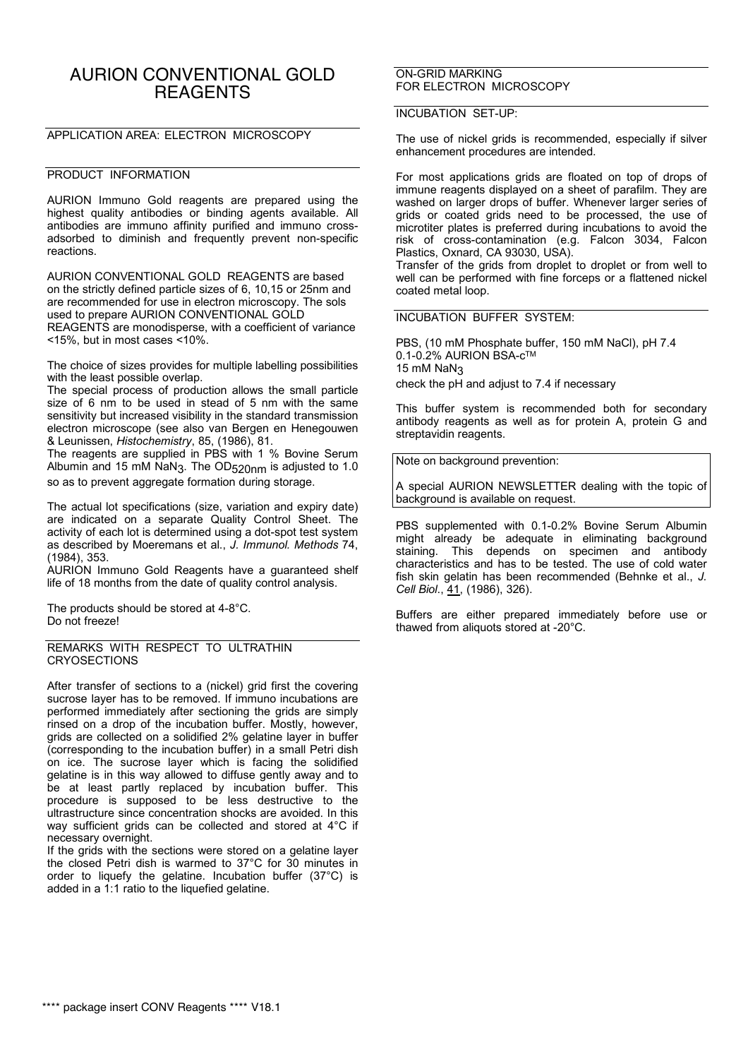# AURION CONVENTIONAL GOLD REAGENTS

## APPLICATION AREA: ELECTRON MICROSCOPY

## PRODUCT INFORMATION

AURION Immuno Gold reagents are prepared using the highest quality antibodies or binding agents available. All antibodies are immuno affinity purified and immuno cross-adsorbed to diminish and frequently prevent non-specific reactions.

AURION CONVENTIONAL GOLD REAGENTS are based on the strictly defined particle sizes of 6, 10,15 or 25nm and are recommended for use in electron microscopy. The sols used to prepare AURION CONVENTIONAL GOLD REAGENTS are monodisperse, with a coefficient of variance <15%, but in most cases <10%.

The choice of sizes provides for multiple labelling possibilities with the least possible overlap.

The special process of production allows the small particle size of 6 nm to be used in stead of 5 nm with the same sensitivity but increased visibility in the standard transmission electron microscope (see also van Bergen en Henegouwen & Leunissen, *Histochemistry*, 85, (1986), 81.

The reagents are supplied in PBS with 1 % Bovine Serum Albumin and 15 mM $NaN_3$. The $OD_{520nm}$ is adjusted to 1.0 so as to prevent aggregate formation during storage.

The actual lot specifications (size, variation and expiry date) are indicated on a separate Quality Control Sheet. The activity of each lot is determined using a dot-spot test system as described by Moeremans et al., *J. Immunol. Methods* 74, (1984), 353.

AURION Immuno Gold Reagents have a guaranteed shelf life of 18 months from the date of quality control analysis.

The products should be stored at 4-8°C.
Do not freeze!

## REMARKS WITH RESPECT TO ULTRATHIN CRYOSECTIONS

After transfer of sections to a (nickel) grid first the covering sucrose layer has to be removed. If immuno incubations are performed immediately after sectioning the grids are simply rinsed on a drop of the incubation buffer. Mostly, however, grids are collected on a solidified 2% gelatine layer in buffer (corresponding to the incubation buffer) in a small Petri dish on ice. The sucrose layer which is facing the solidified gelatine is in this way allowed to diffuse gently away and to be at least partly replaced by incubation buffer. This procedure is supposed to be less destructive to the ultrastructure since concentration shocks are avoided. In this way sufficient grids can be collected and stored at 4°C if necessary overnight.

If the grids with the sections were stored on a gelatine layer the closed Petri dish is warmed to 37°C for 30 minutes in order to liquefy the gelatine. Incubation buffer (37°C) is added in a 1:1 ratio to the liquefied gelatine.

## ON-GRID MARKING FOR ELECTRON MICROSCOPY

### INCUBATION SET-UP:

The use of nickel grids is recommended, especially if silver enhancement procedures are intended.

For most applications grids are floated on top of drops of immune reagents displayed on a sheet of parafilm. They are washed on larger drops of buffer. Whenever larger series of grids or coated grids need to be processed, the use of microtiter plates is preferred during incubations to avoid the risk of cross-contamination (e.g. Falcon 3034, Falcon Plastics, Oxnard, CA 93030, USA).

Transfer of the grids from droplet to droplet or from well to well can be performed with fine forceps or a flattened nickel coated metal loop.

### INCUBATION BUFFER SYSTEM:

PBS, (10 mM Phosphate buffer, 150 mM NaCl), pH 7.4
0.1-0.2% AURION BSA-c™
15 mM $NaN_3$
check the pH and adjust to 7.4 if necessary

This buffer system is recommended both for secondary antibody reagents as well as for protein A, protein G and streptavidin reagents.

Note on background prevention:

A special AURION NEWSLETTER dealing with the topic of background is available on request.

PBS supplemented with 0.1-0.2% Bovine Serum Albumin might already be adequate in eliminating background staining. This depends on specimen and antibody characteristics and has to be tested. The use of cold water fish skin gelatin has been recommended (Behnke et al., *J. Cell Biol*., 41, (1986), 326).

Buffers are either prepared immediately before use or thawed from aliquots stored at -20°C.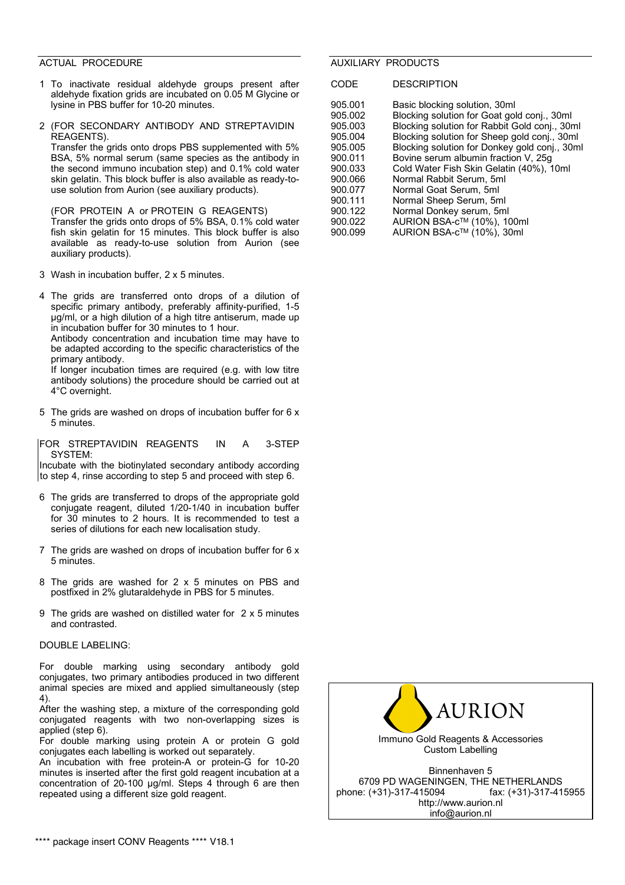## ACTUAL PROCEDURE

1. To inactivate residual aldehyde groups present after aldehyde fixation grids are incubated on 0.05 M Glycine or lysine in PBS buffer for 10-20 minutes.

2. (FOR SECONDARY ANTIBODY AND STREPTAVIDIN REAGENTS).
   Transfer the grids onto drops PBS supplemented with 5% BSA, 5% normal serum (same species as the antibody in the second immuno incubation step) and 0.1% cold water skin gelatin. This block buffer is also available as ready-to-use solution from Aurion (see auxiliary products).

   (FOR PROTEIN A or PROTEIN G REAGENTS)
   Transfer the grids onto drops of 5% BSA, 0.1% cold water fish skin gelatin for 15 minutes. This block buffer is also available as ready-to-use solution from Aurion (see auxiliary products).

3. Wash in incubation buffer, 2 x 5 minutes.

4. The grids are transferred onto drops of a dilution of specific primary antibody, preferably affinity-purified, 1-5 µg/ml, or a high dilution of a high titre antiserum, made up in incubation buffer for 30 minutes to 1 hour.
   Antibody concentration and incubation time may have to be adapted according to the specific characteristics of the primary antibody.
   If longer incubation times are required (e.g. with low titre antibody solutions) the procedure should be carried out at 4°C overnight.

5. The grids are washed on drops of incubation buffer for 6 x 5 minutes.

FOR STREPTAVIDIN REAGENTS IN A 3-STEP SYSTEM:
Incubate with the biotinylated secondary antibody according to step 4, rinse according to step 5 and proceed with step 6.

6. The grids are transferred to drops of the appropriate gold conjugate reagent, diluted 1/20-1/40 in incubation buffer for 30 minutes to 2 hours. It is recommended to test a series of dilutions for each new localisation study.

7. The grids are washed on drops of incubation buffer for 6 x 5 minutes.

8. The grids are washed for 2 x 5 minutes on PBS and postfixed in 2% glutaraldehyde in PBS for 5 minutes.

9. The grids are washed on distilled water for 2 x 5 minutes and contrasted.

### DOUBLE LABELING:

For double marking using secondary antibody gold conjugates, two primary antibodies produced in two different animal species are mixed and applied simultaneously (step 4).
After the washing step, a mixture of the corresponding gold conjugated reagents with two non-overlapping sizes is applied (step 6).
For double marking using protein A or protein G gold conjugates each labelling is worked out separately.
An incubation with free protein-A or protein-G for 10-20 minutes is inserted after the first gold reagent incubation at a concentration of 20-100 µg/ml. Steps 4 through 6 are then repeated using a different size gold reagent.

## AUXILIARY PRODUCTS

| CODE | DESCRIPTION |
|---|---|
| 905.001 | Basic blocking solution, 30ml |
| 905.002 | Blocking solution for Goat gold conj., 30ml |
| 905.003 | Blocking solution for Rabbit Gold conj., 30ml |
| 905.004 | Blocking solution for Sheep gold conj., 30ml |
| 905.005 | Blocking solution for Donkey gold conj., 30ml |
| 900.011 | Bovine serum albumin fraction V, 25g |
| 900.033 | Cold Water Fish Skin Gelatin (40%), 10ml |
| 900.066 | Normal Rabbit Serum, 5ml |
| 900.077 | Normal Goat Serum, 5ml |
| 900.111 | Normal Sheep Serum, 5ml |
| 900.122 | Normal Donkey serum, 5ml |
| 900.022 | AURION BSA-c™ (10%), 100ml |
| 900.099 | AURION BSA-c™ (10%), 30ml |

AURION

Immuno Gold Reagents & Accessories
Custom Labelling

Binnenhaven 5
6709 PD WAGENINGEN, THE NETHERLANDS
phone: (+31)-317-415094 fax: (+31)-317-415955
http://www.aurion.nl
info@aurion.nl

**** package insert CONV Reagents **** V18.1